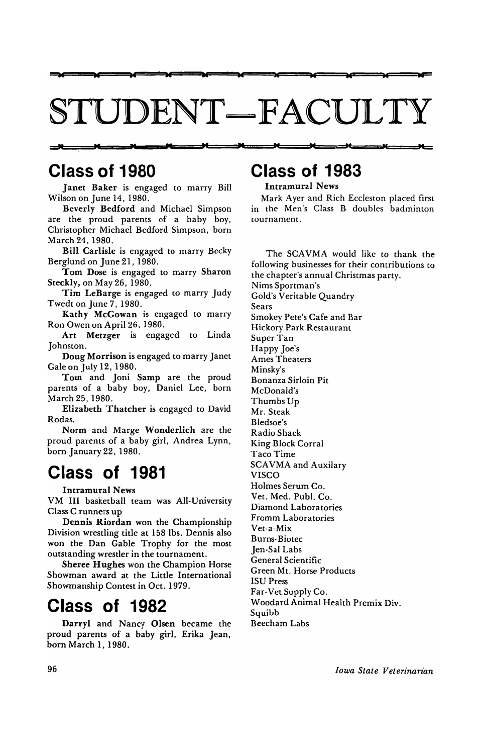# STUDENT—FACULTY

## Class of 1980

**Janet Baker** is engaged to marry Bill Wilson on June 14, 1980.

**Beverly Bedford** and Michael Simpson are the proud parents of a baby boy, Christopher Michael Bedford Simpson, born March 24, 1980.

**Bill Carlisle** is engaged to marry Becky Berglund on June 21, 1980.

**Tom Dose** is engaged to marry **Sharon** Steckly, on May 26, 1980.

**Tim LeBarge** is engaged to marry Judy Twedt on June 7, 1980.

**Kathy McGowan** is engaged to marry Ron Owen on April 26, 1980.

**Art Metzger** is engaged to Linda Johnston.

**Doug Morrison** is engaged to marry Janet Gale on July 12, 1980.

**Tom** and Joni **Samp** are the proud parents of a baby boy, Daniel Lee, born March 25, 1980.

**Elizabeth Thatcher** is engaged to David Rodas.

**Norm** and Marge **Wonderlich** are the proud parents of a baby girl, Andrea Lynn, born January 22, 1980.

## Class of 1981

**Intramural News**

VM III basketball team was All-University Class C runners up

**Dennis Riordan** won the Championship Division wrestling title at 158 lbs. Dennis also won the Dan Gable Trophy for the most outstanding wrestler in the tournament.

**Sheree Hughes** won the Champion Horse Showman award at the Little International Showmanship Contest in Oct. 1979.

## Class of 1982

**Darryl** and Nancy **Olsen** became the proud parents of a baby girl, Erika Jean, born March 1, 1980.

## Class of 1983

**Intramural News**

Mark Ayer and Rich Eccleston placed first in the Men's Class B doubles badminton tournament.

The SCAVMA would like to thank the following businesses for their contributions to the chapter's annual Christmas party.

Nims Sportman's
Gold's Veritable Quandry
Sears
Smokey Pete's Cafe and Bar
Hickory Park Restaurant
Super Tan
Happy Joe's
Ames Theaters
Minsky's
Bonanza Sirloin Pit
McDonald's
Thumbs Up
Mr. Steak
Bledsoe's
Radio Shack
King Block Corral
Taco Time
SCAVMA and Auxilary
VISCO
Holmes Serum Co.
Vet. Med. Publ. Co.
Diamond Laboratories
Fromm Laboratories
Vet-a-Mix
Burns-Biotec
Jen-Sal Labs
General Scientific
Green Mt. Horse Products
ISU Press
Far-Vet Supply Co.
Woodard Animal Health Premix Div.
Squibb
Beecham Labs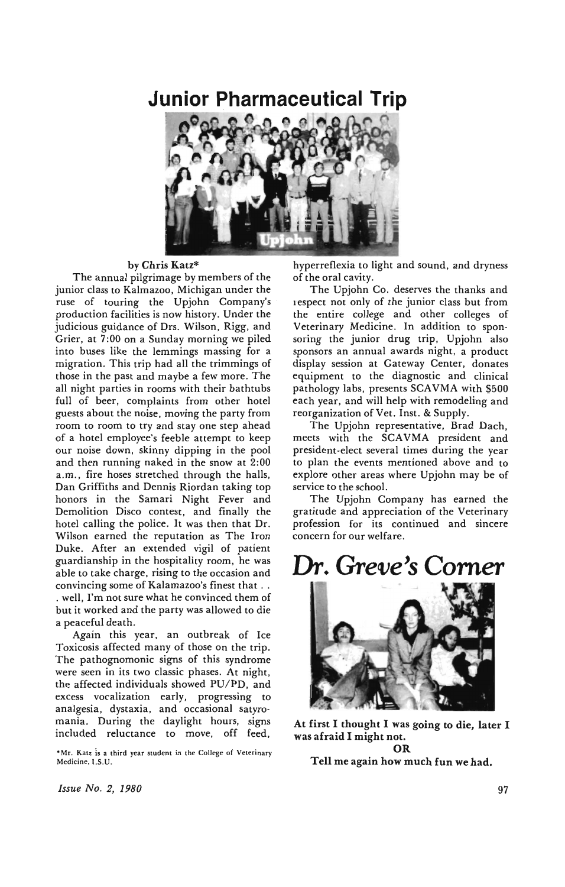# Junior Pharmaceutical Trip

by Chris Katz*

The annual pilgrimage by members of the junior class to Kalmazoo, Michigan under the ruse of touring the Upjohn Company's production facilities is now history. Under the judicious guidance of Drs. Wilson, Rigg, and Grier, at 7:00 on a Sunday morning we piled into buses like the lemmings massing for a migration. This trip had all the trimmings of those in the past and maybe a few more. The all night parties in rooms with their bathtubs full of beer, complaints from other hotel guests about the noise, moving the party from room to room to try and stay one step ahead of a hotel employee's feeble attempt to keep our noise down, skinny dipping in the pool and then running naked in the snow at 2:00 a.m., fire hoses stretched through the halls, Dan Griffiths and Dennis Riordan taking top honors in the Samari Night Fever and Demolition Disco contest, and finally the hotel calling the police. It was then that Dr. Wilson earned the reputation as The Iron Duke. After an extended vigil of patient guardianship in the hospitality room, he was able to take charge, rising to the occasion and convincing some of Kalmazoo's finest that . . . well, I'm not sure what he convinced them of but it worked and the party was allowed to die a peaceful death.

Again this year, an outbreak of Ice Toxicosis affected many of those on the trip. The pathognomonic signs of this syndrome were seen in its two classic phases. At night, the affected individuals showed PU/PD, and excess vocalization early, progressing to analgesia, dystaxia, and occasional satyromania. During the daylight hours, signs included reluctance to move, off feed, hyperreflexia to light and sound, and dryness of the oral cavity.

The Upjohn Co. deserves the thanks and respect not only of the junior class but from the entire college and other colleges of Veterinary Medicine. In addition to sponsoring the junior drug trip, Upjohn also sponsors an annual awards night, a product display session at Gateway Center, donates equipment to the diagnostic and clinical pathology labs, presents SCAVMA with $500 each year, and will help with remodeling and reorganization of Vet. Inst. & Supply.

The Upjohn representative, Brad Dach, meets with the SCAVMA president and president-elect several times during the year to plan the events mentioned above and to explore other areas where Upjohn may be of service to the school.

The Upjohn Company has earned the gratitude and appreciation of the Veterinary profession for its continued and sincere concern for our welfare.

*Mr. Katz is a third year student in the College of Veterinary Medicine, I.S.U.

# *Dr. Greve's Corner*

**At first I thought I was going to die, later I was afraid I might not.**

**OR**

**Tell me again how much fun we had.**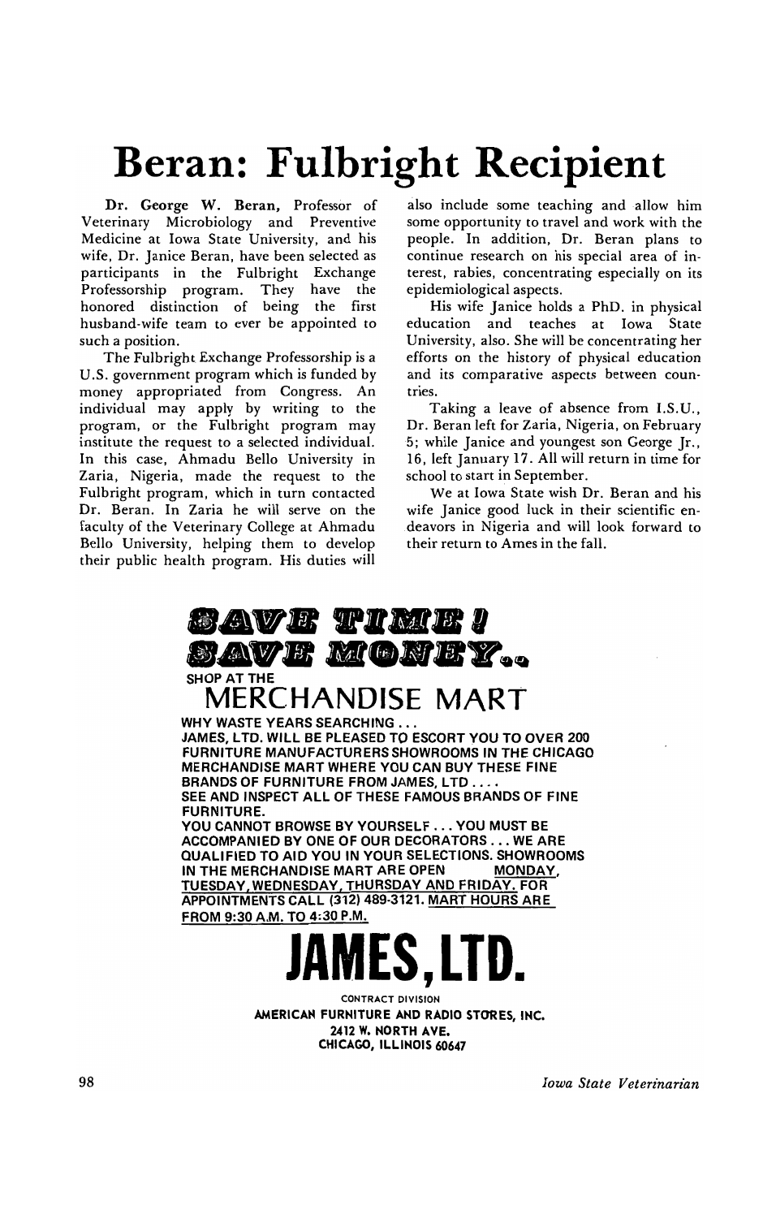# Beran: Fulbright Recipient

**Dr. George W. Beran,** Professor of Veterinary Microbiology and Preventive Medicine at Iowa State University, and his wife, Dr. Janice Beran, have been selected as participants in the Fulbright Exchange Professorship program. They have the honored distinction of being the first husband-wife team to ever be appointed to such a position.

The Fulbright Exchange Professorship is a U.S. government program which is funded by money appropriated from Congress. An individual may apply by writing to the program, or the Fulbright program may institute the request to a selected individual. In this case, Ahmadu Bello University in Zaria, Nigeria, made the request to the Fulbright program, which in turn contacted Dr. Beran. In Zaria he will serve on the faculty of the Veterinary College at Ahmadu Bello University, helping them to develop their public health program. His duties will also include some teaching and allow him some opportunity to travel and work with the people. In addition, Dr. Beran plans to continue research on his special area of interest, rabies, concentrating especially on its epidemiological aspects.

His wife Janice holds a PhD. in physical education and teaches at Iowa State University, also. She will be concentrating her efforts on the history of physical education and its comparative aspects between countries.

Taking a leave of absence from I.S.U., Dr. Beran left for Zaria, Nigeria, on February 5; while Janice and youngest son George Jr., 16, left January 17. All will return in time for school to start in September.

We at Iowa State wish Dr. Beran and his wife Janice good luck in their scientific endeavors in Nigeria and will look forward to their return to Ames in the fall.

---

**SAVE TIME!**
**SAVE MONEY..**

SHOP AT THE

**MERCHANDISE MART**

WHY WASTE YEARS SEARCHING . . .
JAMES, LTD. WILL BE PLEASED TO ESCORT YOU TO OVER 200 FURNITURE MANUFACTURERS SHOWROOMS IN THE CHICAGO MERCHANDISE MART WHERE YOU CAN BUY THESE FINE BRANDS OF FURNITURE FROM JAMES, LTD . . . .
SEE AND INSPECT ALL OF THESE FAMOUS BRANDS OF FINE FURNITURE.
YOU CANNOT BROWSE BY YOURSELF . . . YOU MUST BE ACCOMPANIED BY ONE OF OUR DECORATORS . . . WE ARE QUALIFIED TO AID YOU IN YOUR SELECTIONS. SHOWROOMS IN THE MERCHANDISE MART ARE OPEN MONDAY, TUESDAY, WEDNESDAY, THURSDAY AND FRIDAY. FOR APPOINTMENTS CALL (312) 489-3121. MART HOURS ARE FROM 9:30 A.M. TO 4:30 P.M.

**JAMES, LTD.**

CONTRACT DIVISION
AMERICAN FURNITURE AND RADIO STORES, INC.
2412 W. NORTH AVE.
CHICAGO, ILLINOIS 60647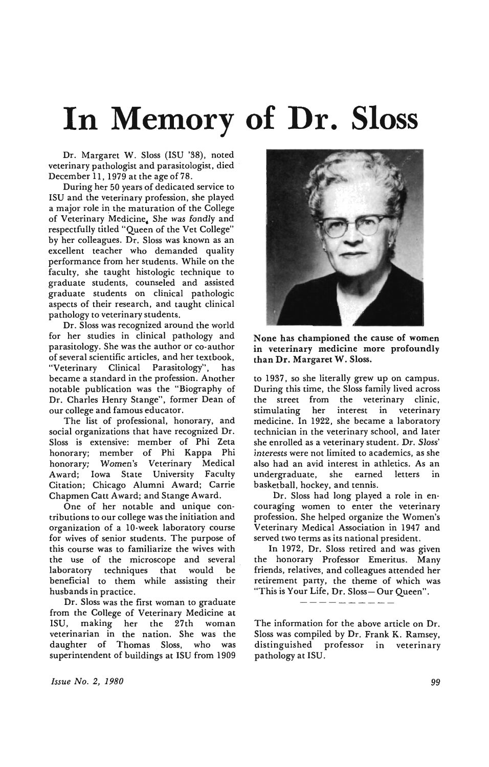# In Memory of Dr. Sloss

Dr. Margaret W. Sloss (ISU '38), noted veterinary pathologist and parasitologist, died December 11, 1979 at the age of 78.

During her 50 years of dedicated service to ISU and the veterinary profession, she played a major role in the maturation of the College of Veterinary Medicine. She was fondly and respectfully titled "Queen of the Vet College" by her colleagues. Dr. Sloss was known as an excellent teacher who demanded quality performance from her students. While on the faculty, she taught histologic technique to graduate students, counseled and assisted graduate students on clinical pathologic aspects of their research, and taught clinical pathology to veterinary students.

Dr. Sloss was recognized around the world for her studies in clinical pathology and parasitology. She was the author or co-author of several scientific articles, and her textbook, "Veterinary Clinical Parasitology", has became a standard in the profession. Another notable publication was the "Biography of Dr. Charles Henry Stange", former Dean of our college and famous educator.

The list of professional, honorary, and social organizations that have recognized Dr. Sloss is extensive: member of Phi Zeta honorary; member of Phi Kappa Phi honorary; Women's Veterinary Medical Award; Iowa State University Faculty Citation; Chicago Alumni Award; Carrie Chapmen Catt Award; and Stange Award.

One of her notable and unique contributions to our college was the initiation and organization of a 10-week laboratory course for wives of senior students. The purpose of this course was to familiarize the wives with the use of the microscope and several laboratory techniques that would be beneficial to them while assisting their husbands in practice.

Dr. Sloss was the first woman to graduate from the College of Veterinary Medicine at ISU, making her the 27th woman veterinarian in the nation. She was the daughter of Thomas Sloss, who was superintendent of buildings at ISU from 1909 to 1937, so she literally grew up on campus. During this time, the Sloss family lived across the street from the veterinary clinic, stimulating her interest in veterinary medicine. In 1922, she became a laboratory technician in the veterinary school, and later she enrolled as a veterinary student. Dr. Sloss' interests were not limited to academics, as she also had an avid interest in athletics. As an undergraduate, she earned letters in basketball, hockey, and tennis.

**None has championed the cause of women in veterinary medicine more profoundly than Dr. Margaret W. Sloss.**

Dr. Sloss had long played a role in encouraging women to enter the veterinary profession. She helped organize the Women's Veterinary Medical Association in 1947 and served two terms as its national president.

In 1972, Dr. Sloss retired and was given the honorary Professor Emeritus. Many friends, relatives, and colleagues attended her retirement party, the theme of which was "This is Your Life, Dr. Sloss—Our Queen".

---

The information for the above article on Dr. Sloss was compiled by Dr. Frank K. Ramsey, distinguished professor in veterinary pathology at ISU.